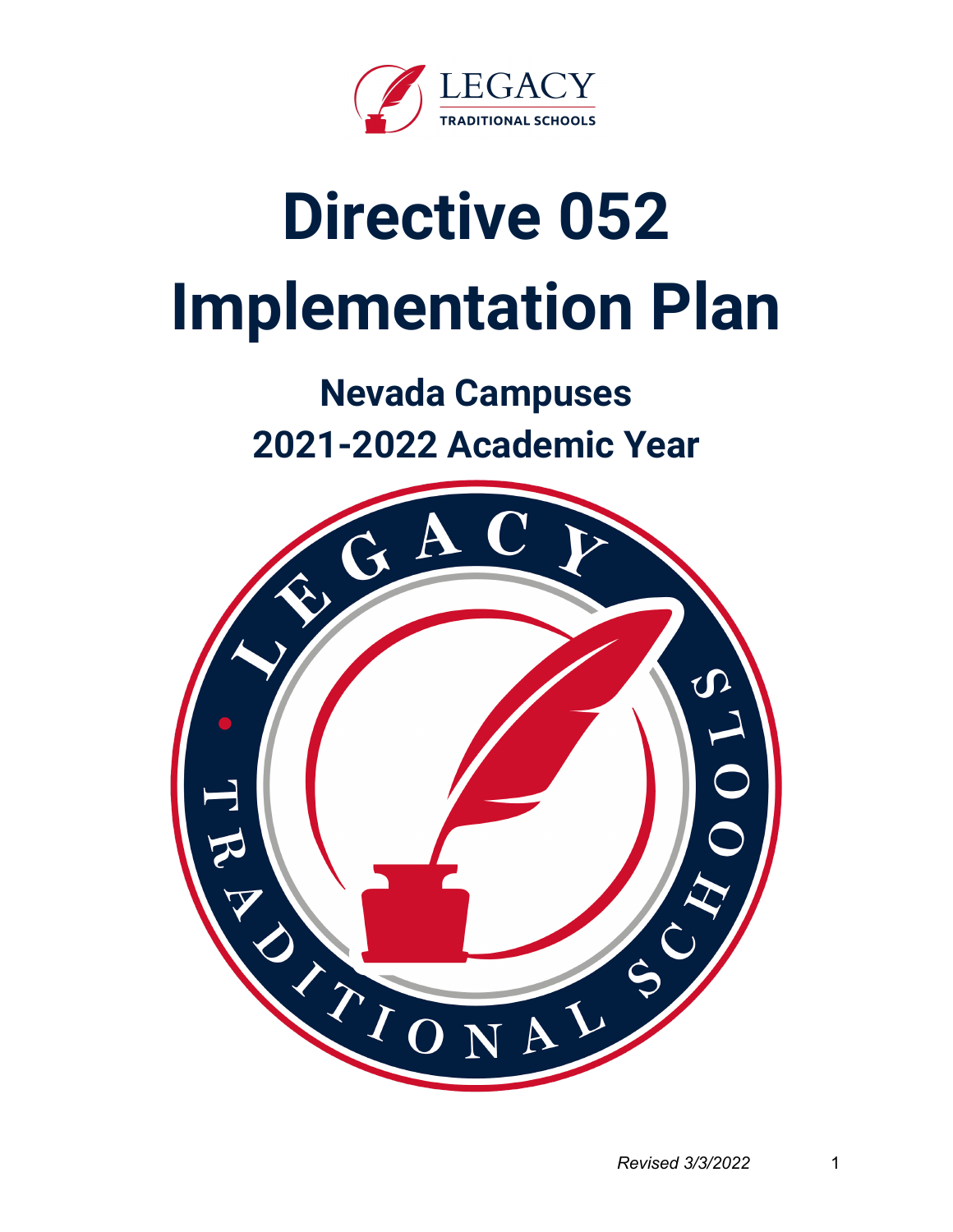# Directive 052 Implementation Plan

## Nevada Campuses
## 2021-2022 Academic Year

*Revised 3/3/2022*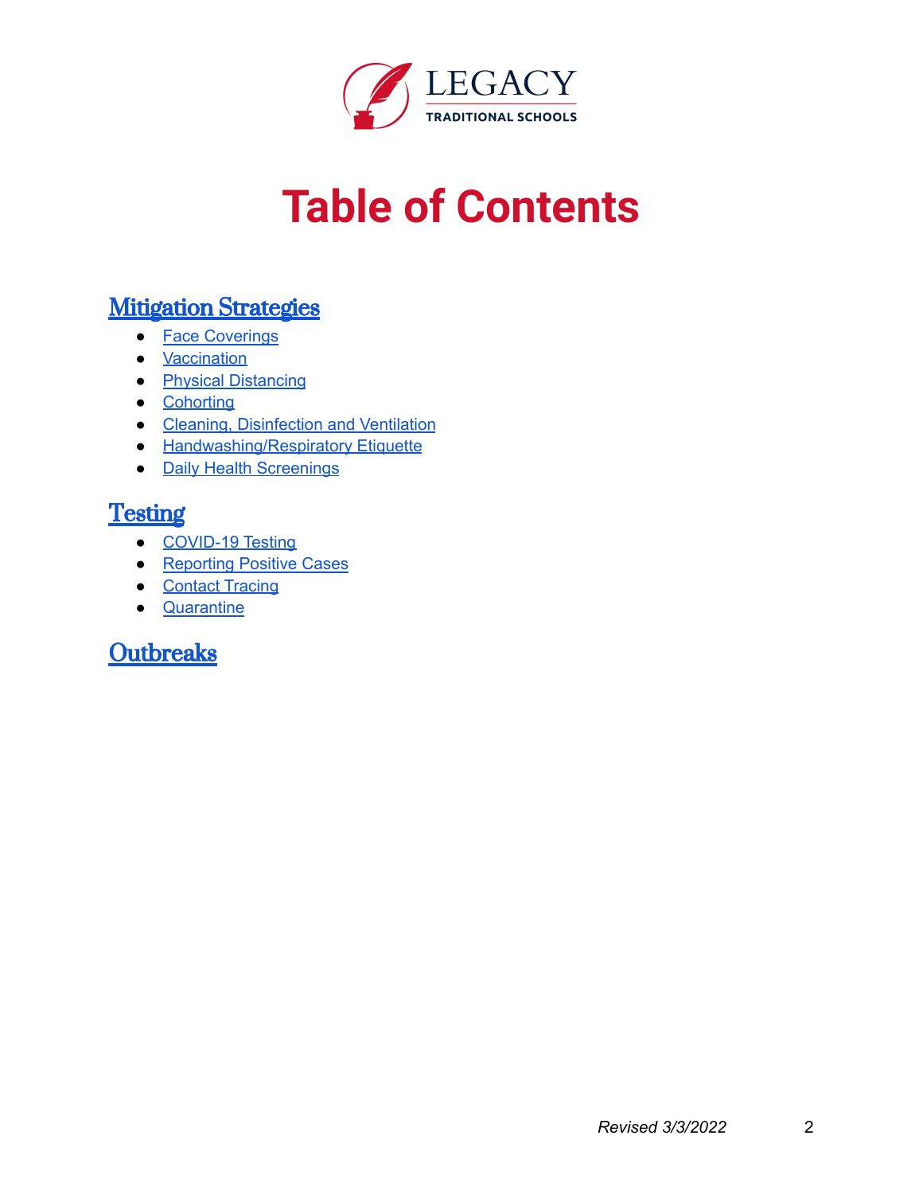# Table of Contents

## Mitigation Strategies

- Face Coverings
- Vaccination
- Physical Distancing
- Cohorting
- Cleaning, Disinfection and Ventilation
- Handwashing/Respiratory Etiquette
- Daily Health Screenings

## Testing

- COVID-19 Testing
- Reporting Positive Cases
- Contact Tracing
- Quarantine

## Outbreaks

*Revised 3/3/2022*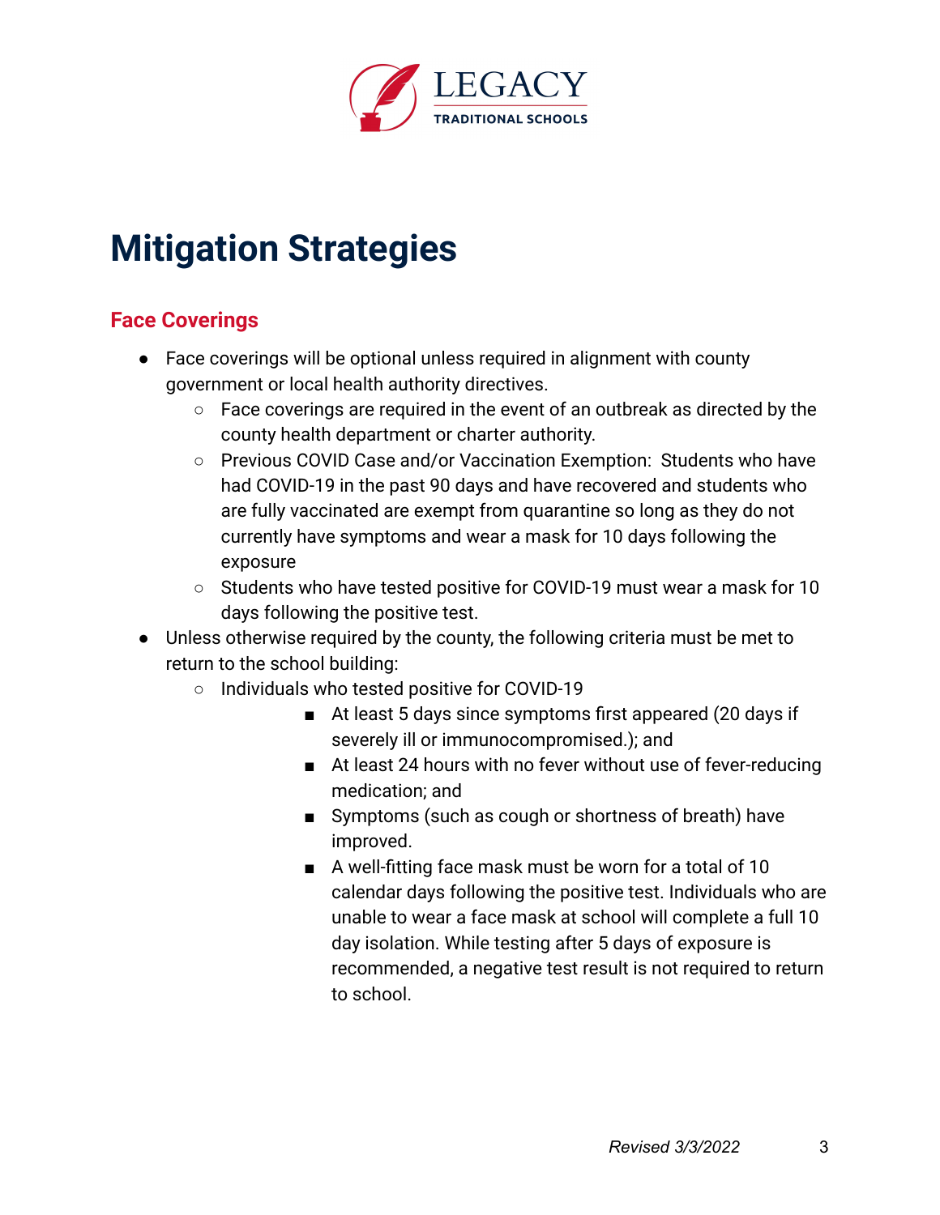# Mitigation Strategies

## Face Coverings

- Face coverings will be optional unless required in alignment with county government or local health authority directives.
  - Face coverings are required in the event of an outbreak as directed by the county health department or charter authority.
  - Previous COVID Case and/or Vaccination Exemption: Students who have had COVID-19 in the past 90 days and have recovered and students who are fully vaccinated are exempt from quarantine so long as they do not currently have symptoms and wear a mask for 10 days following the exposure
  - Students who have tested positive for COVID-19 must wear a mask for 10 days following the positive test.
- Unless otherwise required by the county, the following criteria must be met to return to the school building:
  - Individuals who tested positive for COVID-19
    - At least 5 days since symptoms first appeared (20 days if severely ill or immunocompromised.); and
    - At least 24 hours with no fever without use of fever-reducing medication; and
    - Symptoms (such as cough or shortness of breath) have improved.
    - A well-fitting face mask must be worn for a total of 10 calendar days following the positive test. Individuals who are unable to wear a face mask at school will complete a full 10 day isolation. While testing after 5 days of exposure is recommended, a negative test result is not required to return to school.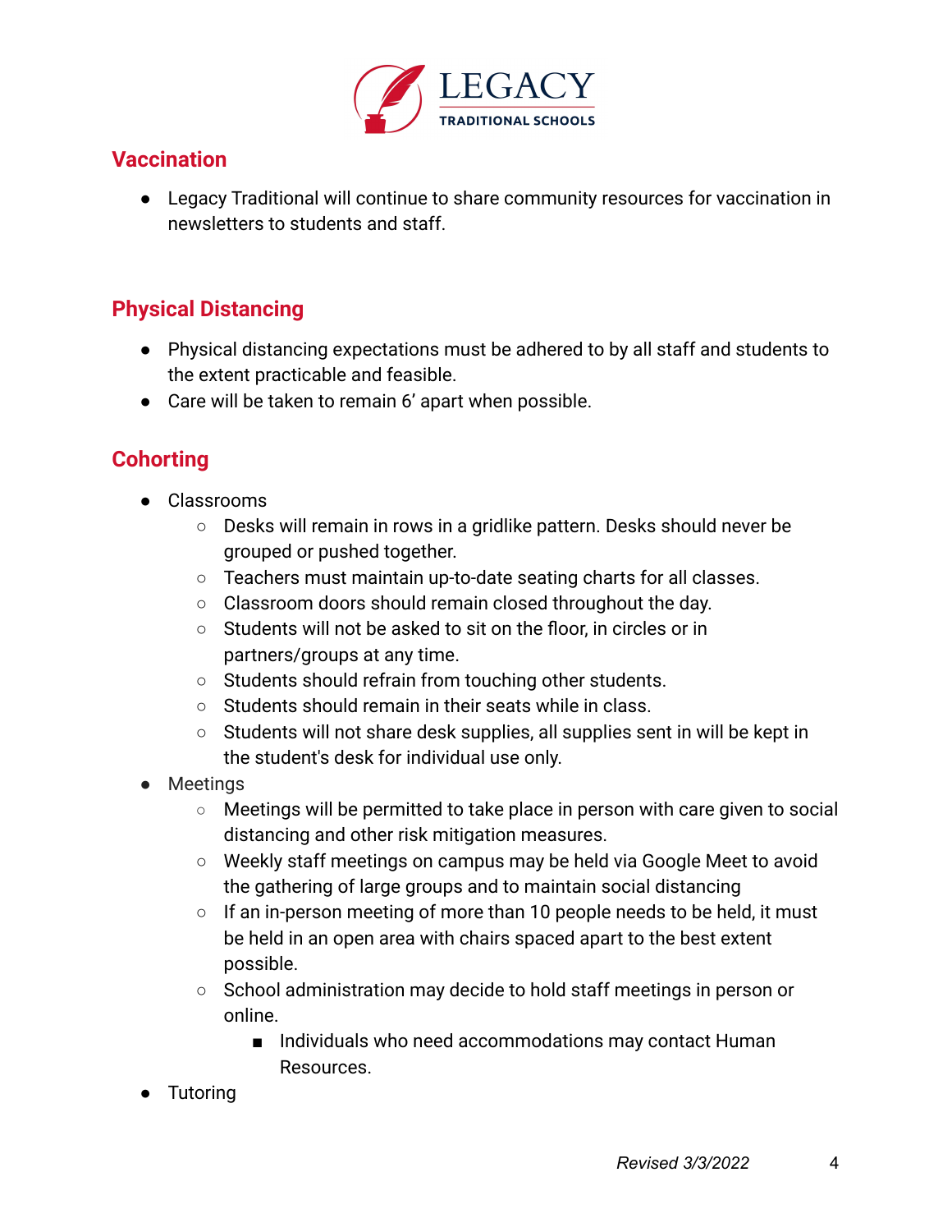## Vaccination

- Legacy Traditional will continue to share community resources for vaccination in newsletters to students and staff.

## Physical Distancing

- Physical distancing expectations must be adhered to by all staff and students to the extent practicable and feasible.
- Care will be taken to remain 6' apart when possible.

## Cohorting

- Classrooms
  - Desks will remain in rows in a gridlike pattern. Desks should never be grouped or pushed together.
  - Teachers must maintain up-to-date seating charts for all classes.
  - Classroom doors should remain closed throughout the day.
  - Students will not be asked to sit on the floor, in circles or in partners/groups at any time.
  - Students should refrain from touching other students.
  - Students should remain in their seats while in class.
  - Students will not share desk supplies, all supplies sent in will be kept in the student's desk for individual use only.
- Meetings
  - Meetings will be permitted to take place in person with care given to social distancing and other risk mitigation measures.
  - Weekly staff meetings on campus may be held via Google Meet to avoid the gathering of large groups and to maintain social distancing
  - If an in-person meeting of more than 10 people needs to be held, it must be held in an open area with chairs spaced apart to the best extent possible.
  - School administration may decide to hold staff meetings in person or online.
    - Individuals who need accommodations may contact Human Resources.
- Tutoring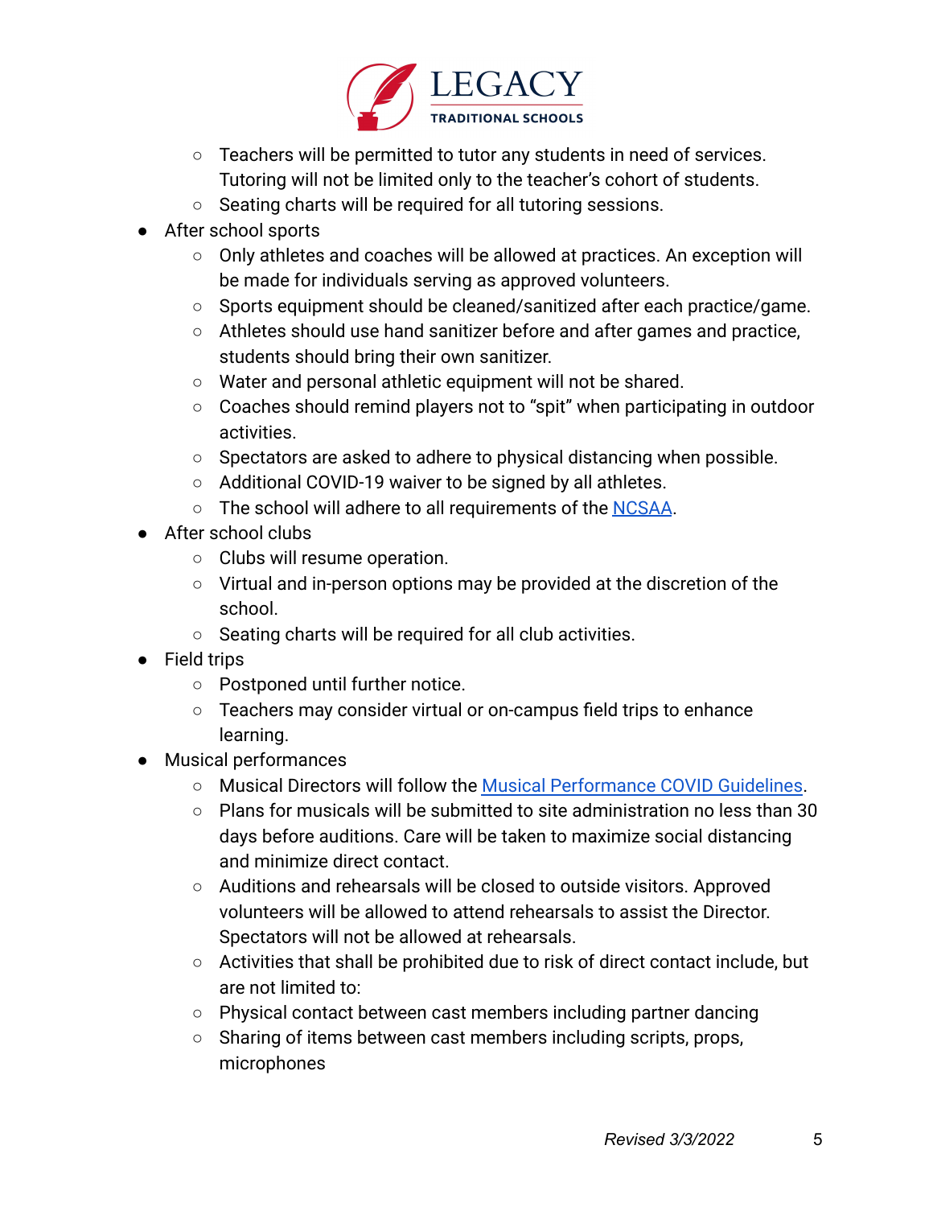- Teachers will be permitted to tutor any students in need of services. Tutoring will not be limited only to the teacher's cohort of students.
    - Seating charts will be required for all tutoring sessions.
- After school sports
    - Only athletes and coaches will be allowed at practices. An exception will be made for individuals serving as approved volunteers.
    - Sports equipment should be cleaned/sanitized after each practice/game.
    - Athletes should use hand sanitizer before and after games and practice, students should bring their own sanitizer.
    - Water and personal athletic equipment will not be shared.
    - Coaches should remind players not to "spit" when participating in outdoor activities.
    - Spectators are asked to adhere to physical distancing when possible.
    - Additional COVID-19 waiver to be signed by all athletes.
    - The school will adhere to all requirements of the NCSAA.
- After school clubs
    - Clubs will resume operation.
    - Virtual and in-person options may be provided at the discretion of the school.
    - Seating charts will be required for all club activities.
- Field trips
    - Postponed until further notice.
    - Teachers may consider virtual or on-campus field trips to enhance learning.
- Musical performances
    - Musical Directors will follow the Musical Performance COVID Guidelines.
    - Plans for musicals will be submitted to site administration no less than 30 days before auditions. Care will be taken to maximize social distancing and minimize direct contact.
    - Auditions and rehearsals will be closed to outside visitors. Approved volunteers will be allowed to attend rehearsals to assist the Director. Spectators will not be allowed at rehearsals.
    - Activities that shall be prohibited due to risk of direct contact include, but are not limited to:
    - Physical contact between cast members including partner dancing
    - Sharing of items between cast members including scripts, props, microphones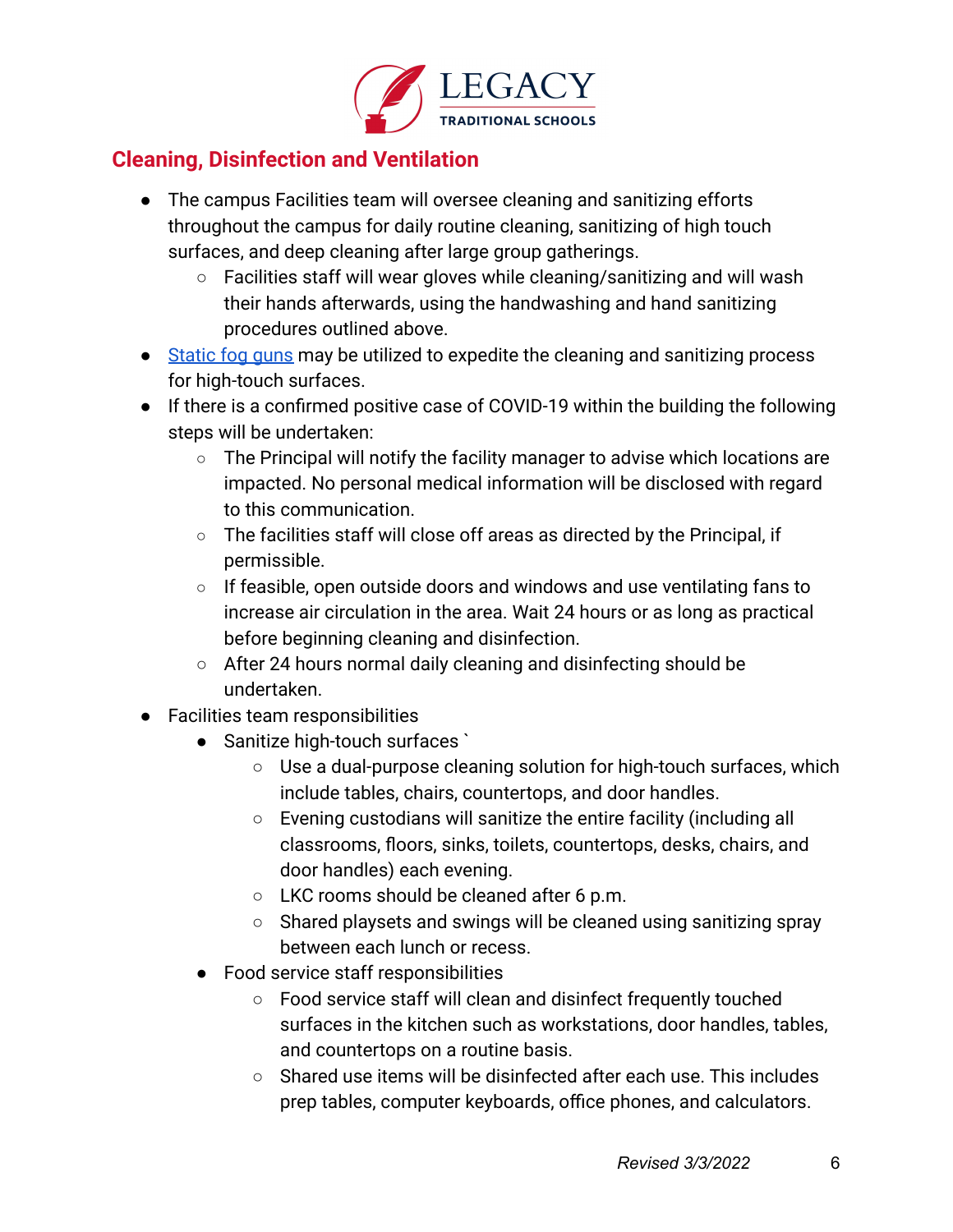## Cleaning, Disinfection and Ventilation

- The campus Facilities team will oversee cleaning and sanitizing efforts throughout the campus for daily routine cleaning, sanitizing of high touch surfaces, and deep cleaning after large group gatherings.
  - Facilities staff will wear gloves while cleaning/sanitizing and will wash their hands afterwards, using the handwashing and hand sanitizing procedures outlined above.
- Static fog guns may be utilized to expedite the cleaning and sanitizing process for high-touch surfaces.
- If there is a confirmed positive case of COVID-19 within the building the following steps will be undertaken:
  - The Principal will notify the facility manager to advise which locations are impacted. No personal medical information will be disclosed with regard to this communication.
  - The facilities staff will close off areas as directed by the Principal, if permissible.
  - If feasible, open outside doors and windows and use ventilating fans to increase air circulation in the area. Wait 24 hours or as long as practical before beginning cleaning and disinfection.
  - After 24 hours normal daily cleaning and disinfecting should be undertaken.
- Facilities team responsibilities
  - Sanitize high-touch surfaces `
    - Use a dual-purpose cleaning solution for high-touch surfaces, which include tables, chairs, countertops, and door handles.
    - Evening custodians will sanitize the entire facility (including all classrooms, floors, sinks, toilets, countertops, desks, chairs, and door handles) each evening.
    - LKC rooms should be cleaned after 6 p.m.
    - Shared playsets and swings will be cleaned using sanitizing spray between each lunch or recess.
  - Food service staff responsibilities
    - Food service staff will clean and disinfect frequently touched surfaces in the kitchen such as workstations, door handles, tables, and countertops on a routine basis.
    - Shared use items will be disinfected after each use. This includes prep tables, computer keyboards, office phones, and calculators.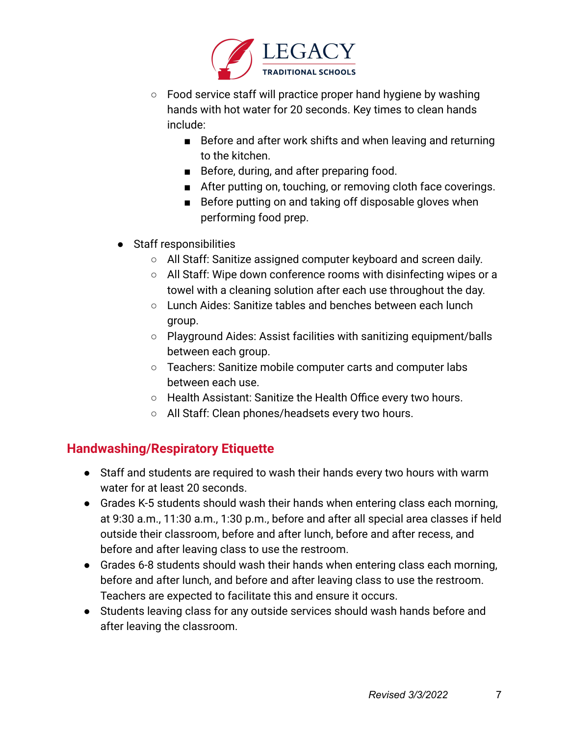- Food service staff will practice proper hand hygiene by washing hands with hot water for 20 seconds. Key times to clean hands include:
  - Before and after work shifts and when leaving and returning to the kitchen.
  - Before, during, and after preparing food.
  - After putting on, touching, or removing cloth face coverings.
  - Before putting on and taking off disposable gloves when performing food prep.

- Staff responsibilities
  - All Staff: Sanitize assigned computer keyboard and screen daily.
  - All Staff: Wipe down conference rooms with disinfecting wipes or a towel with a cleaning solution after each use throughout the day.
  - Lunch Aides: Sanitize tables and benches between each lunch group.
  - Playground Aides: Assist facilities with sanitizing equipment/balls between each group.
  - Teachers: Sanitize mobile computer carts and computer labs between each use.
  - Health Assistant: Sanitize the Health Office every two hours.
  - All Staff: Clean phones/headsets every two hours.

## Handwashing/Respiratory Etiquette

- Staff and students are required to wash their hands every two hours with warm water for at least 20 seconds.
- Grades K-5 students should wash their hands when entering class each morning, at 9:30 a.m., 11:30 a.m., 1:30 p.m., before and after all special area classes if held outside their classroom, before and after lunch, before and after recess, and before and after leaving class to use the restroom.
- Grades 6-8 students should wash their hands when entering class each morning, before and after lunch, and before and after leaving class to use the restroom. Teachers are expected to facilitate this and ensure it occurs.
- Students leaving class for any outside services should wash hands before and after leaving the classroom.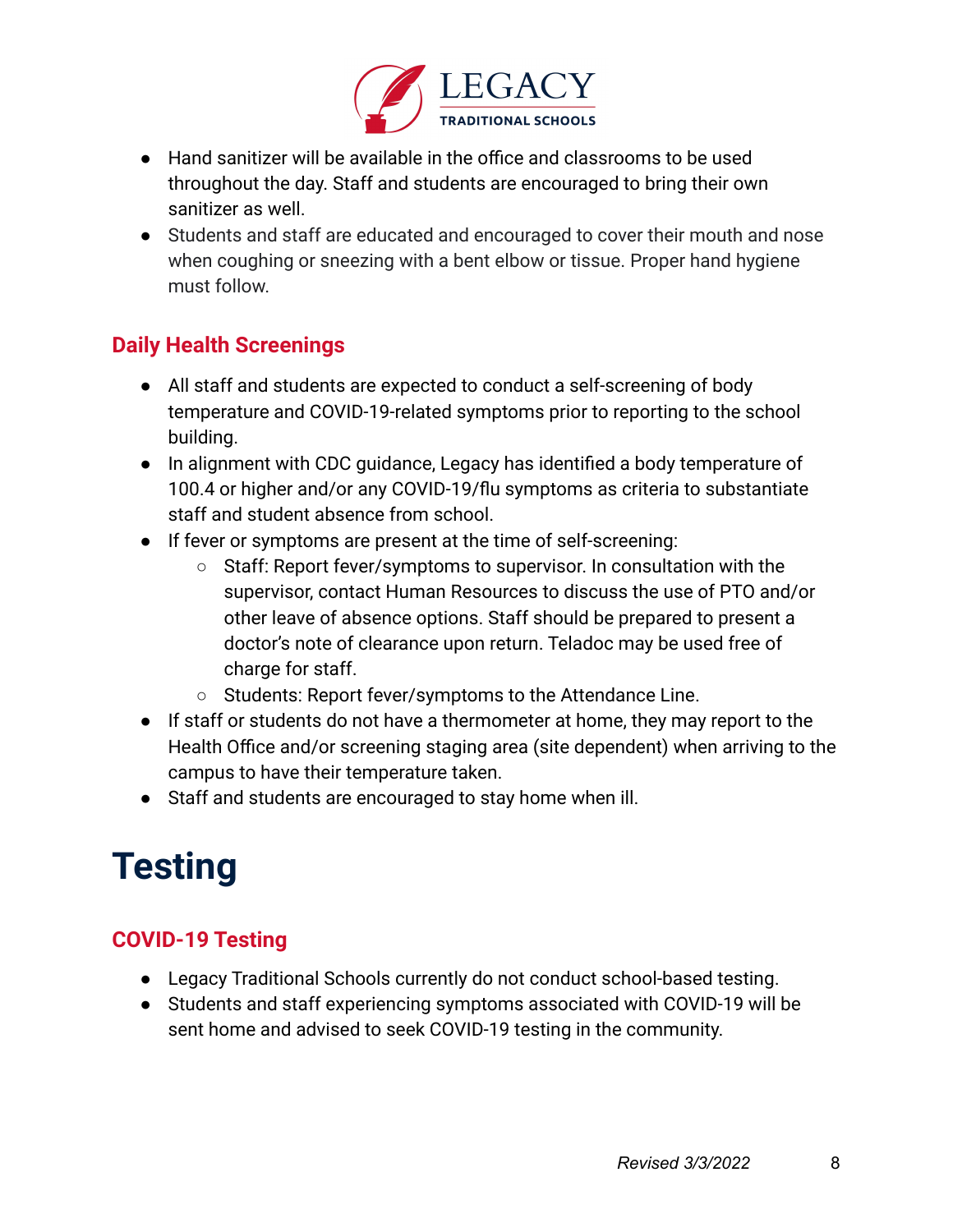- Hand sanitizer will be available in the office and classrooms to be used throughout the day. Staff and students are encouraged to bring their own sanitizer as well.
- Students and staff are educated and encouraged to cover their mouth and nose when coughing or sneezing with a bent elbow or tissue. Proper hand hygiene must follow.

### Daily Health Screenings

- All staff and students are expected to conduct a self-screening of body temperature and COVID-19-related symptoms prior to reporting to the school building.
- In alignment with CDC guidance, Legacy has identified a body temperature of 100.4 or higher and/or any COVID-19/flu symptoms as criteria to substantiate staff and student absence from school.
- If fever or symptoms are present at the time of self-screening:
    - Staff: Report fever/symptoms to supervisor. In consultation with the supervisor, contact Human Resources to discuss the use of PTO and/or other leave of absence options. Staff should be prepared to present a doctor's note of clearance upon return. Teladoc may be used free of charge for staff.
    - Students: Report fever/symptoms to the Attendance Line.
- If staff or students do not have a thermometer at home, they may report to the Health Office and/or screening staging area (site dependent) when arriving to the campus to have their temperature taken.
- Staff and students are encouraged to stay home when ill.

# Testing

### COVID-19 Testing

- Legacy Traditional Schools currently do not conduct school-based testing.
- Students and staff experiencing symptoms associated with COVID-19 will be sent home and advised to seek COVID-19 testing in the community.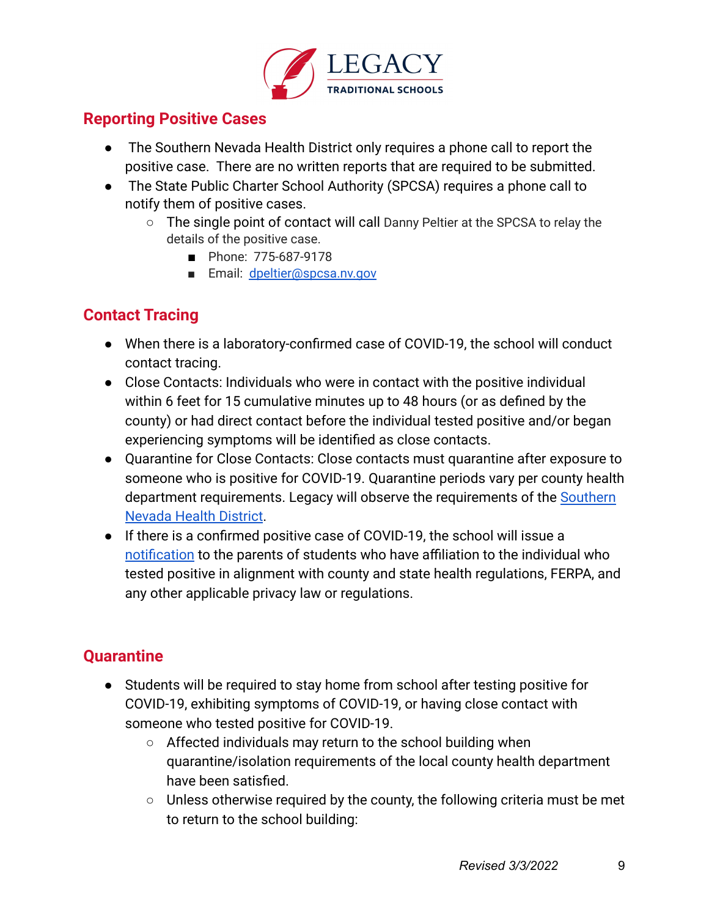## Reporting Positive Cases

- The Southern Nevada Health District only requires a phone call to report the positive case. There are no written reports that are required to be submitted.
- The State Public Charter School Authority (SPCSA) requires a phone call to notify them of positive cases.
  - The single point of contact will call Danny Peltier at the SPCSA to relay the details of the positive case.
    - Phone: 775-687-9178
    - Email: [dpeltier@spcsa.nv.gov](mailto:dpeltier@spcsa.nv.gov)

## Contact Tracing

- When there is a laboratory-confirmed case of COVID-19, the school will conduct contact tracing.
- Close Contacts: Individuals who were in contact with the positive individual within 6 feet for 15 cumulative minutes up to 48 hours (or as defined by the county) or had direct contact before the individual tested positive and/or began experiencing symptoms will be identified as close contacts.
- Quarantine for Close Contacts: Close contacts must quarantine after exposure to someone who is positive for COVID-19. Quarantine periods vary per county health department requirements. Legacy will observe the requirements of the Southern Nevada Health District.
- If there is a confirmed positive case of COVID-19, the school will issue a notification to the parents of students who have affiliation to the individual who tested positive in alignment with county and state health regulations, FERPA, and any other applicable privacy law or regulations.

## Quarantine

- Students will be required to stay home from school after testing positive for COVID-19, exhibiting symptoms of COVID-19, or having close contact with someone who tested positive for COVID-19.
  - Affected individuals may return to the school building when quarantine/isolation requirements of the local county health department have been satisfied.
  - Unless otherwise required by the county, the following criteria must be met to return to the school building:

*Revised 3/3/2022*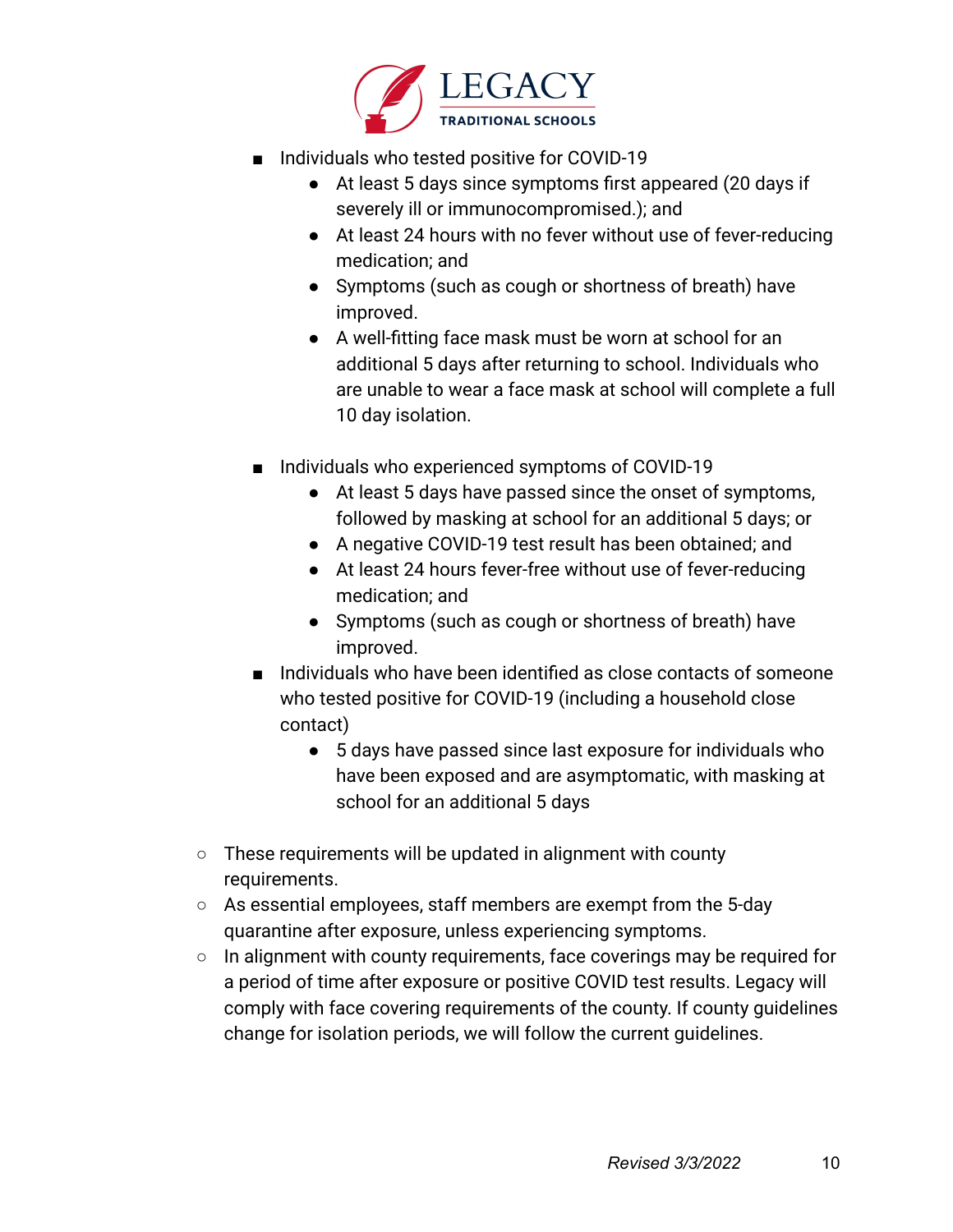- Individuals who tested positive for COVID-19
    - At least 5 days since symptoms first appeared (20 days if severely ill or immunocompromised.); and
    - At least 24 hours with no fever without use of fever-reducing medication; and
    - Symptoms (such as cough or shortness of breath) have improved.
    - A well-fitting face mask must be worn at school for an additional 5 days after returning to school. Individuals who are unable to wear a face mask at school will complete a full 10 day isolation.

- Individuals who experienced symptoms of COVID-19
    - At least 5 days have passed since the onset of symptoms, followed by masking at school for an additional 5 days; or
    - A negative COVID-19 test result has been obtained; and
    - At least 24 hours fever-free without use of fever-reducing medication; and
    - Symptoms (such as cough or shortness of breath) have improved.
- Individuals who have been identified as close contacts of someone who tested positive for COVID-19 (including a household close contact)
    - 5 days have passed since last exposure for individuals who have been exposed and are asymptomatic, with masking at school for an additional 5 days

- These requirements will be updated in alignment with county requirements.
- As essential employees, staff members are exempt from the 5-day quarantine after exposure, unless experiencing symptoms.
- In alignment with county requirements, face coverings may be required for a period of time after exposure or positive COVID test results. Legacy will comply with face covering requirements of the county. If county guidelines change for isolation periods, we will follow the current guidelines.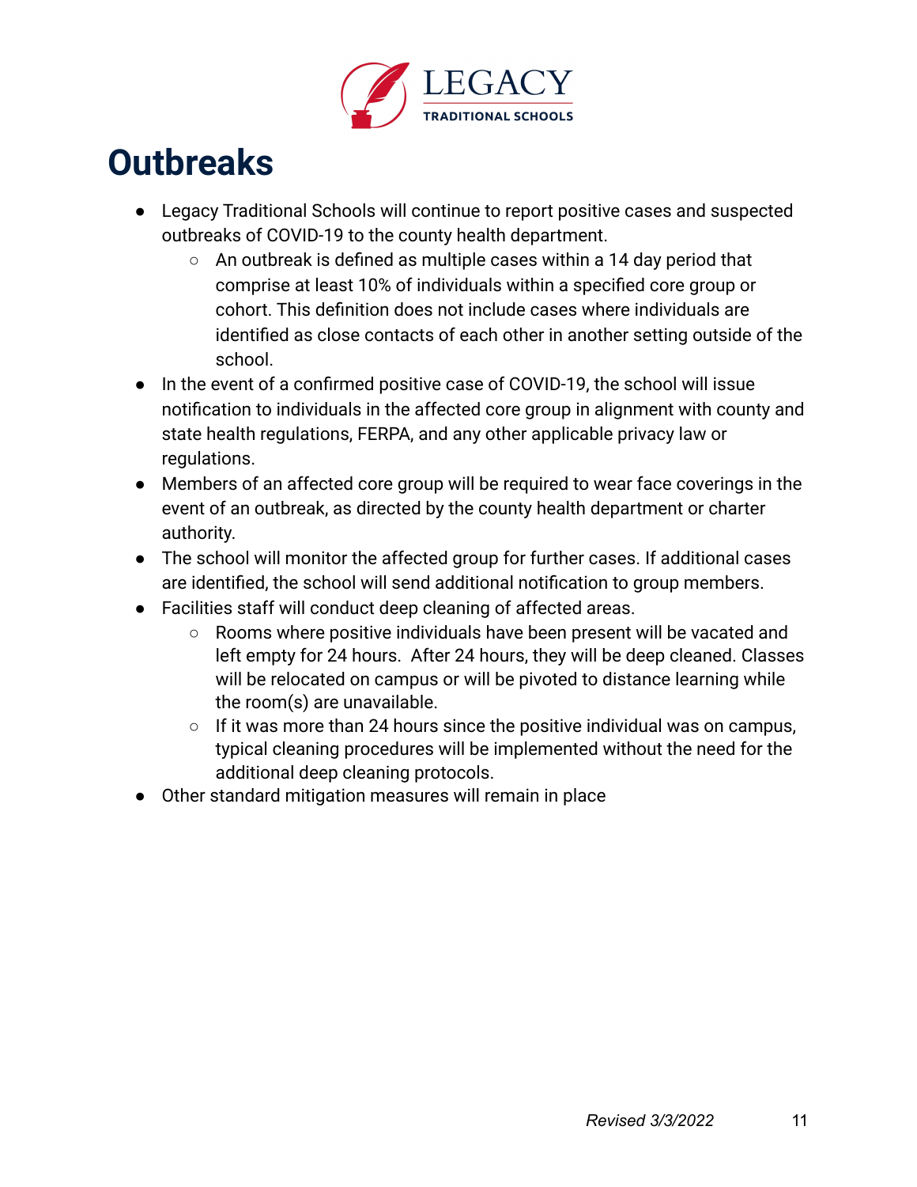# Outbreaks

- Legacy Traditional Schools will continue to report positive cases and suspected outbreaks of COVID-19 to the county health department.
    - An outbreak is defined as multiple cases within a 14 day period that comprise at least 10% of individuals within a specified core group or cohort. This definition does not include cases where individuals are identified as close contacts of each other in another setting outside of the school.
- In the event of a confirmed positive case of COVID-19, the school will issue notification to individuals in the affected core group in alignment with county and state health regulations, FERPA, and any other applicable privacy law or regulations.
- Members of an affected core group will be required to wear face coverings in the event of an outbreak, as directed by the county health department or charter authority.
- The school will monitor the affected group for further cases. If additional cases are identified, the school will send additional notification to group members.
- Facilities staff will conduct deep cleaning of affected areas.
    - Rooms where positive individuals have been present will be vacated and left empty for 24 hours. After 24 hours, they will be deep cleaned. Classes will be relocated on campus or will be pivoted to distance learning while the room(s) are unavailable.
    - If it was more than 24 hours since the positive individual was on campus, typical cleaning procedures will be implemented without the need for the additional deep cleaning protocols.
- Other standard mitigation measures will remain in place

*Revised 3/3/2022*